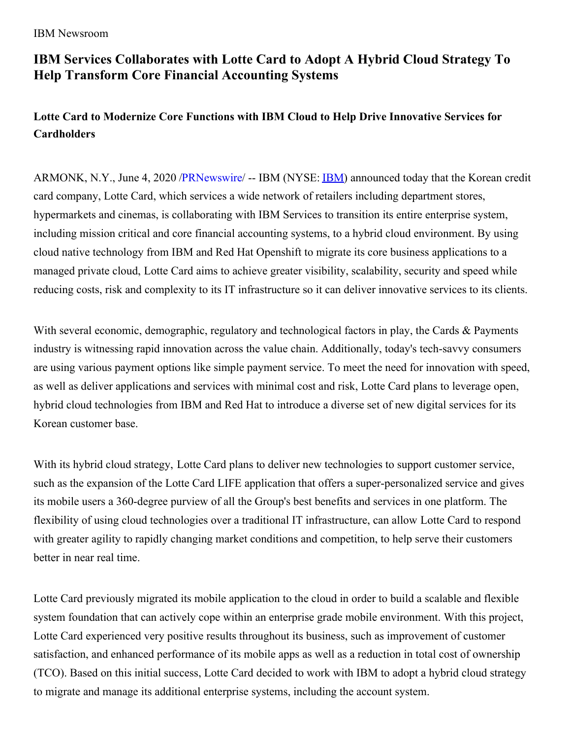IBM Newsroom

# IBM Services Collaborates with Lotte Card to Adopt A Hybrid Cloud Strategy To Help Transform Core Financial Accounting Systems

## Lotte Card to Modernize Core Functions with IBM Cloud to Help Drive Innovative Services for Cardholders

ARMONK, N.Y., June 4, 2020 /PRNewswire/ -- IBM (NYSE: IBM) announced today that the Korean credit card company, Lotte Card, which services a wide network of retailers including department stores, hypermarkets and cinemas, is collaborating with IBM Services to transition its entire enterprise system, including mission critical and core financial accounting systems, to a hybrid cloud environment. By using cloud native technology from IBM and Red Hat Openshift to migrate its core business applications to a managed private cloud, Lotte Card aims to achieve greater visibility, scalability, security and speed while reducing costs, risk and complexity to its IT infrastructure so it can deliver innovative services to its clients.

With several economic, demographic, regulatory and technological factors in play, the Cards & Payments industry is witnessing rapid innovation across the value chain. Additionally, today's tech-savvy consumers are using various payment options like simple payment service. To meet the need for innovation with speed, as well as deliver applications and services with minimal cost and risk, Lotte Card plans to leverage open, hybrid cloud technologies from IBM and Red Hat to introduce a diverse set of new digital services for its Korean customer base.

With its hybrid cloud strategy, Lotte Card plans to deliver new technologies to support customer service, such as the expansion of the Lotte Card LIFE application that offers a super-personalized service and gives its mobile users a 360-degree purview of all the Group's best benefits and services in one platform. The flexibility of using cloud technologies over a traditional IT infrastructure, can allow Lotte Card to respond with greater agility to rapidly changing market conditions and competition, to help serve their customers better in near real time.

Lotte Card previously migrated its mobile application to the cloud in order to build a scalable and flexible system foundation that can actively cope within an enterprise grade mobile environment. With this project, Lotte Card experienced very positive results throughout its business, such as improvement of customer satisfaction, and enhanced performance of its mobile apps as well as a reduction in total cost of ownership (TCO). Based on this initial success, Lotte Card decided to work with IBM to adopt a hybrid cloud strategy to migrate and manage its additional enterprise systems, including the account system.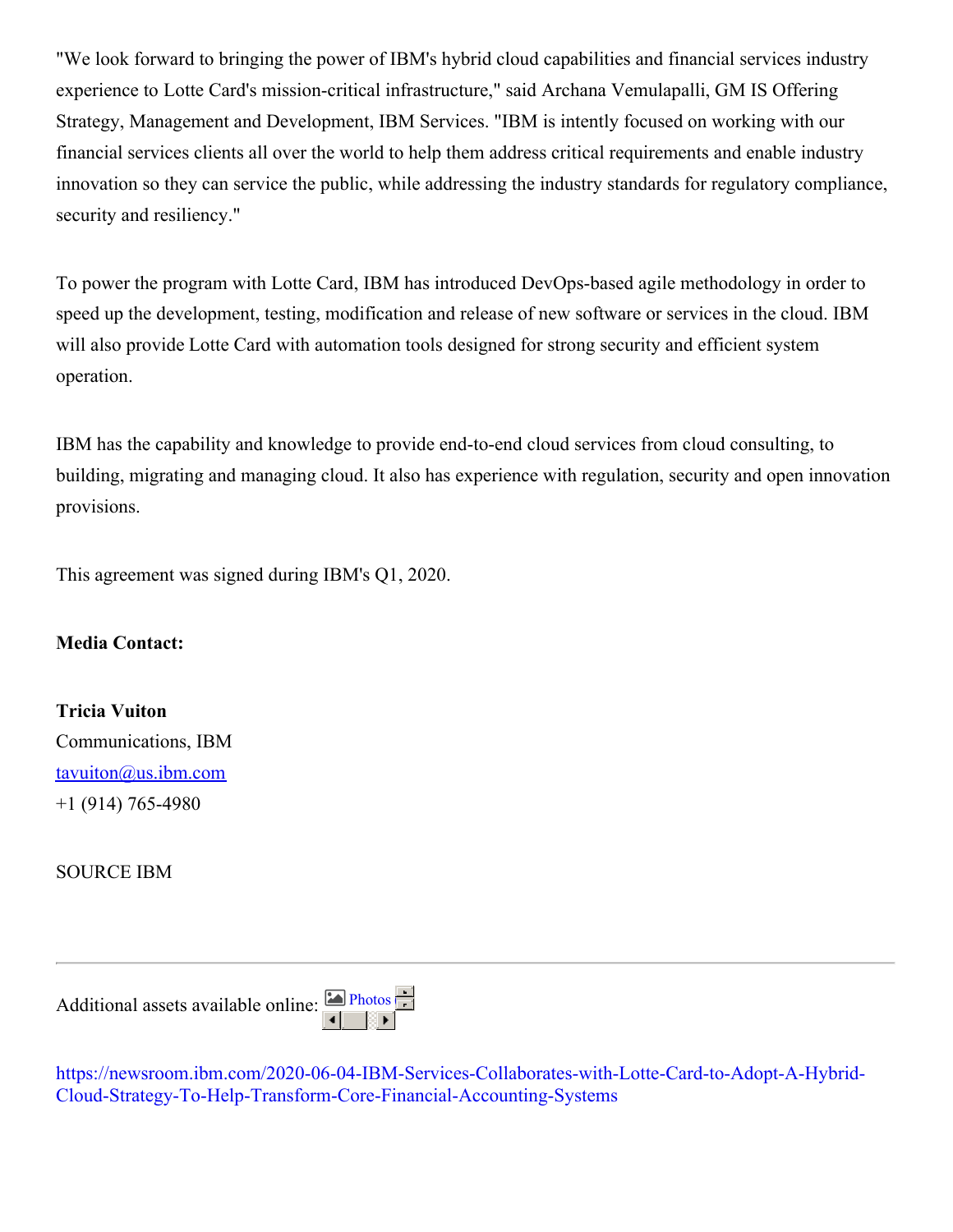"We look forward to bringing the power of IBM's hybrid cloud capabilities and financial services industry experience to Lotte Card's mission-critical infrastructure," said Archana Vemulapalli, GM IS Offering Strategy, Management and Development, IBM Services. "IBM is intently focused on working with our financial services clients all over the world to help them address critical requirements and enable industry innovation so they can service the public, while addressing the industry standards for regulatory compliance, security and resiliency."

To power the program with Lotte Card, IBM has introduced DevOps-based agile methodology in order to speed up the development, testing, modification and release of new software or services in the cloud. IBM will also provide Lotte Card with automation tools designed for strong security and efficient system operation.

IBM has the capability and knowledge to provide end-to-end cloud services from cloud consulting, to building, migrating and managing cloud. It also has experience with regulation, security and open innovation provisions.

This agreement was signed during IBM's Q1, 2020.

**Media Contact:**

**Tricia Vuiton**
Communications, IBM
tavuiton@us.ibm.com
+1 (914) 765-4980

SOURCE IBM

---

Additional assets available online: Photos

https://newsroom.ibm.com/2020-06-04-IBM-Services-Collaborates-with-Lotte-Card-to-Adopt-A-Hybrid-Cloud-Strategy-To-Help-Transform-Core-Financial-Accounting-Systems